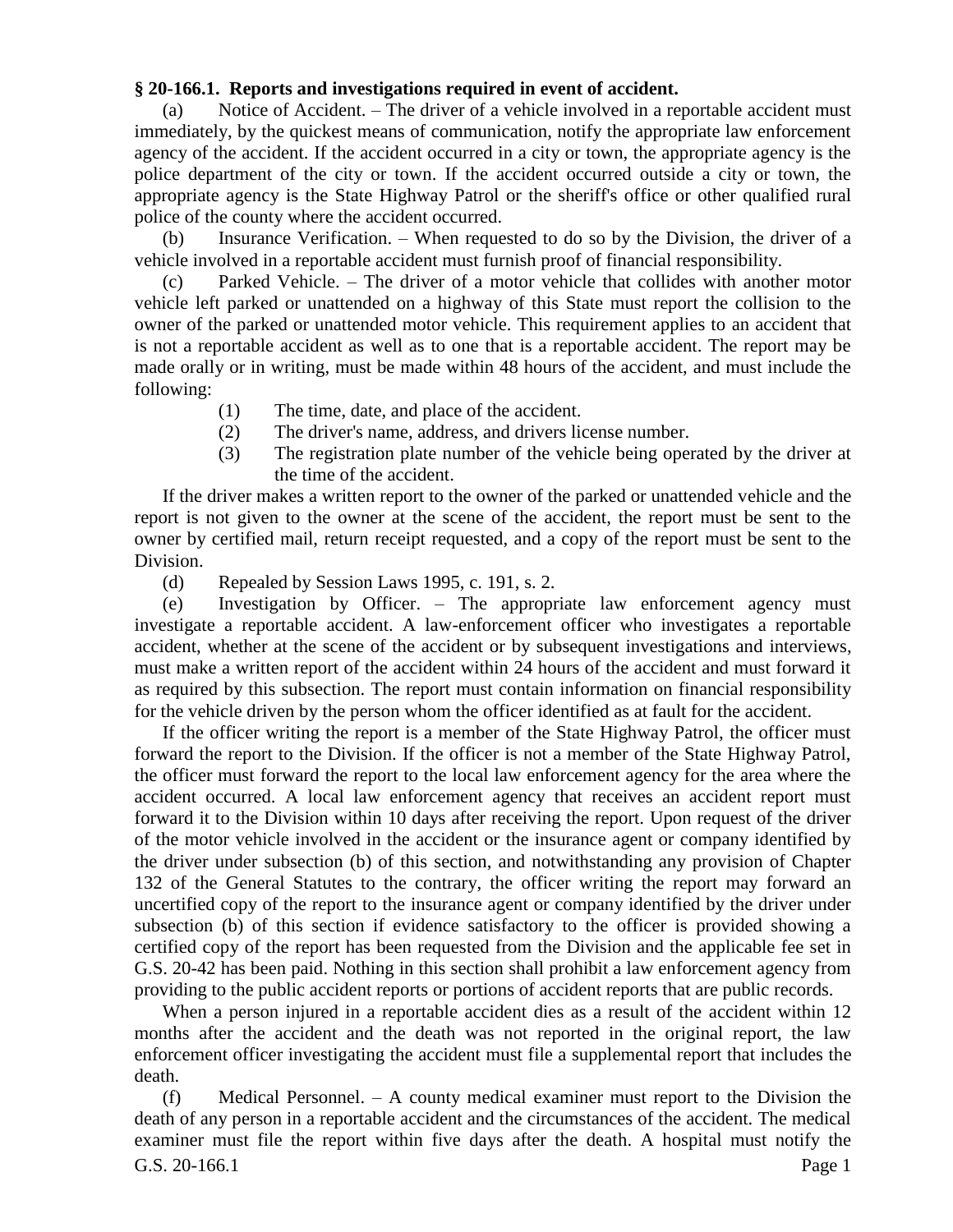**§ 20-166.1. Reports and investigations required in event of accident.**

(a) Notice of Accident. – The driver of a vehicle involved in a reportable accident must immediately, by the quickest means of communication, notify the appropriate law enforcement agency of the accident. If the accident occurred in a city or town, the appropriate agency is the police department of the city or town. If the accident occurred outside a city or town, the appropriate agency is the State Highway Patrol or the sheriff's office or other qualified rural police of the county where the accident occurred.

(b) Insurance Verification. – When requested to do so by the Division, the driver of a vehicle involved in a reportable accident must furnish proof of financial responsibility.

(c) Parked Vehicle. – The driver of a motor vehicle that collides with another motor vehicle left parked or unattended on a highway of this State must report the collision to the owner of the parked or unattended motor vehicle. This requirement applies to an accident that is not a reportable accident as well as to one that is a reportable accident. The report may be made orally or in writing, must be made within 48 hours of the accident, and must include the following:

(1) The time, date, and place of the accident.

(2) The driver's name, address, and drivers license number.

(3) The registration plate number of the vehicle being operated by the driver at the time of the accident.

If the driver makes a written report to the owner of the parked or unattended vehicle and the report is not given to the owner at the scene of the accident, the report must be sent to the owner by certified mail, return receipt requested, and a copy of the report must be sent to the Division.

(d) Repealed by Session Laws 1995, c. 191, s. 2.

(e) Investigation by Officer. – The appropriate law enforcement agency must investigate a reportable accident. A law-enforcement officer who investigates a reportable accident, whether at the scene of the accident or by subsequent investigations and interviews, must make a written report of the accident within 24 hours of the accident and must forward it as required by this subsection. The report must contain information on financial responsibility for the vehicle driven by the person whom the officer identified as at fault for the accident.

If the officer writing the report is a member of the State Highway Patrol, the officer must forward the report to the Division. If the officer is not a member of the State Highway Patrol, the officer must forward the report to the local law enforcement agency for the area where the accident occurred. A local law enforcement agency that receives an accident report must forward it to the Division within 10 days after receiving the report. Upon request of the driver of the motor vehicle involved in the accident or the insurance agent or company identified by the driver under subsection (b) of this section, and notwithstanding any provision of Chapter 132 of the General Statutes to the contrary, the officer writing the report may forward an uncertified copy of the report to the insurance agent or company identified by the driver under subsection (b) of this section if evidence satisfactory to the officer is provided showing a certified copy of the report has been requested from the Division and the applicable fee set in G.S. 20-42 has been paid. Nothing in this section shall prohibit a law enforcement agency from providing to the public accident reports or portions of accident reports that are public records.

When a person injured in a reportable accident dies as a result of the accident within 12 months after the accident and the death was not reported in the original report, the law enforcement officer investigating the accident must file a supplemental report that includes the death.

(f) Medical Personnel. – A county medical examiner must report to the Division the death of any person in a reportable accident and the circumstances of the accident. The medical examiner must file the report within five days after the death. A hospital must notify the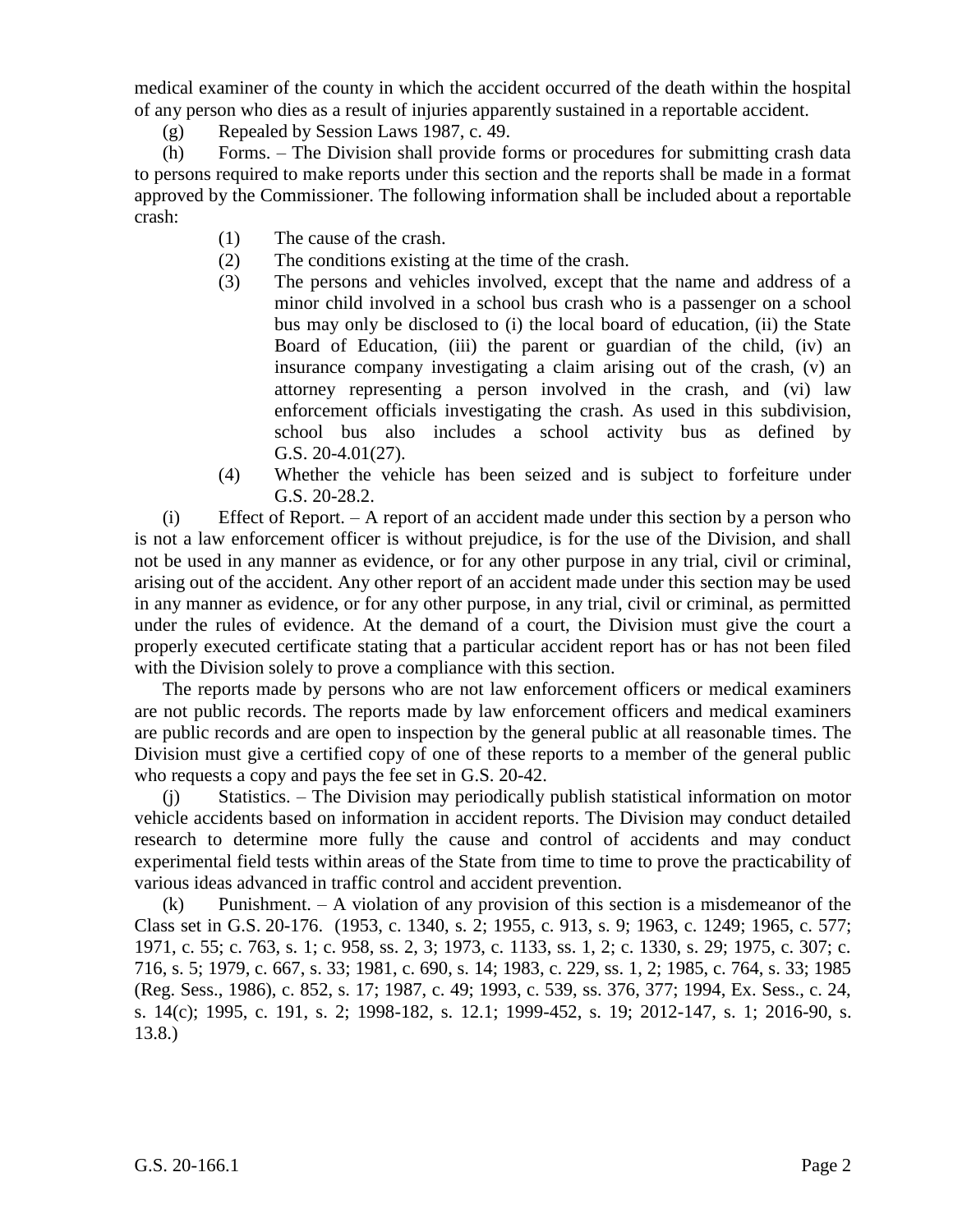medical examiner of the county in which the accident occurred of the death within the hospital of any person who dies as a result of injuries apparently sustained in a reportable accident.

(g) Repealed by Session Laws 1987, c. 49.

(h) Forms. – The Division shall provide forms or procedures for submitting crash data to persons required to make reports under this section and the reports shall be made in a format approved by the Commissioner. The following information shall be included about a reportable crash:

(1) The cause of the crash.

(2) The conditions existing at the time of the crash.

(3) The persons and vehicles involved, except that the name and address of a minor child involved in a school bus crash who is a passenger on a school bus may only be disclosed to (i) the local board of education, (ii) the State Board of Education, (iii) the parent or guardian of the child, (iv) an insurance company investigating a claim arising out of the crash, (v) an attorney representing a person involved in the crash, and (vi) law enforcement officials investigating the crash. As used in this subdivision, school bus also includes a school activity bus as defined by G.S. 20-4.01(27).

(4) Whether the vehicle has been seized and is subject to forfeiture under G.S. 20-28.2.

(i) Effect of Report. – A report of an accident made under this section by a person who is not a law enforcement officer is without prejudice, is for the use of the Division, and shall not be used in any manner as evidence, or for any other purpose in any trial, civil or criminal, arising out of the accident. Any other report of an accident made under this section may be used in any manner as evidence, or for any other purpose, in any trial, civil or criminal, as permitted under the rules of evidence. At the demand of a court, the Division must give the court a properly executed certificate stating that a particular accident report has or has not been filed with the Division solely to prove a compliance with this section.

The reports made by persons who are not law enforcement officers or medical examiners are not public records. The reports made by law enforcement officers and medical examiners are public records and are open to inspection by the general public at all reasonable times. The Division must give a certified copy of one of these reports to a member of the general public who requests a copy and pays the fee set in G.S. 20-42.

(j) Statistics. – The Division may periodically publish statistical information on motor vehicle accidents based on information in accident reports. The Division may conduct detailed research to determine more fully the cause and control of accidents and may conduct experimental field tests within areas of the State from time to time to prove the practicability of various ideas advanced in traffic control and accident prevention.

(k) Punishment. – A violation of any provision of this section is a misdemeanor of the Class set in G.S. 20-176. (1953, c. 1340, s. 2; 1955, c. 913, s. 9; 1963, c. 1249; 1965, c. 577; 1971, c. 55; c. 763, s. 1; c. 958, ss. 2, 3; 1973, c. 1133, ss. 1, 2; c. 1330, s. 29; 1975, c. 307; c. 716, s. 5; 1979, c. 667, s. 33; 1981, c. 690, s. 14; 1983, c. 229, ss. 1, 2; 1985, c. 764, s. 33; 1985 (Reg. Sess., 1986), c. 852, s. 17; 1987, c. 49; 1993, c. 539, ss. 376, 377; 1994, Ex. Sess., c. 24, s. 14(c); 1995, c. 191, s. 2; 1998-182, s. 12.1; 1999-452, s. 19; 2012-147, s. 1; 2016-90, s. 13.8.)